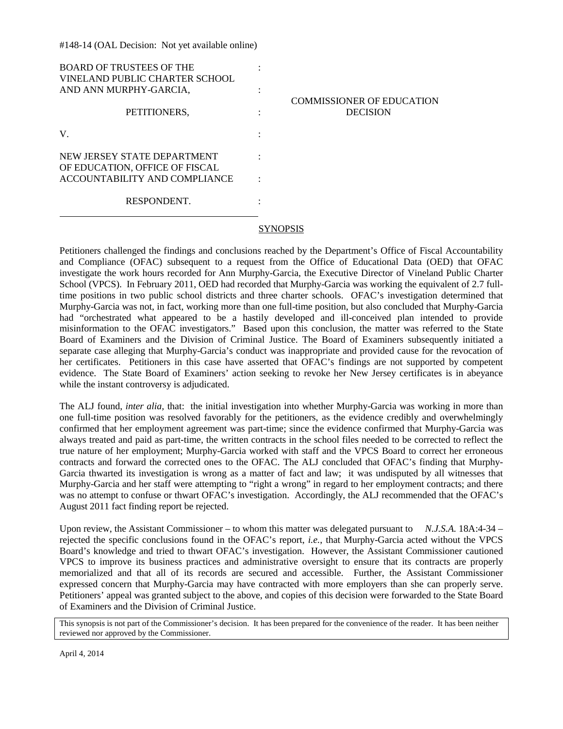#148-14 (OAL Decision: Not yet available online)

| | | |
|---|---|---|
| BOARD OF TRUSTEES OF THE VINELAND PUBLIC CHARTER SCHOOL AND ANN MURPHY-GARCIA, | : | |
| PETITIONERS, | : | COMMISSIONER OF EDUCATION DECISION |
| V. | : | |
| NEW JERSEY STATE DEPARTMENT OF EDUCATION, OFFICE OF FISCAL ACCOUNTABILITY AND COMPLIANCE | : | |
| RESPONDENT. | : | |

## SYNOPSIS

Petitioners challenged the findings and conclusions reached by the Department's Office of Fiscal Accountability and Compliance (OFAC) subsequent to a request from the Office of Educational Data (OED) that OFAC investigate the work hours recorded for Ann Murphy-Garcia, the Executive Director of Vineland Public Charter School (VPCS). In February 2011, OED had recorded that Murphy-Garcia was working the equivalent of 2.7 full-time positions in two public school districts and three charter schools. OFAC's investigation determined that Murphy-Garcia was not, in fact, working more than one full-time position, but also concluded that Murphy-Garcia had "orchestrated what appeared to be a hastily developed and ill-conceived plan intended to provide misinformation to the OFAC investigators." Based upon this conclusion, the matter was referred to the State Board of Examiners and the Division of Criminal Justice. The Board of Examiners subsequently initiated a separate case alleging that Murphy-Garcia's conduct was inappropriate and provided cause for the revocation of her certificates. Petitioners in this case have asserted that OFAC's findings are not supported by competent evidence. The State Board of Examiners' action seeking to revoke her New Jersey certificates is in abeyance while the instant controversy is adjudicated.

The ALJ found, *inter alia*, that: the initial investigation into whether Murphy-Garcia was working in more than one full-time position was resolved favorably for the petitioners, as the evidence credibly and overwhelmingly confirmed that her employment agreement was part-time; since the evidence confirmed that Murphy-Garcia was always treated and paid as part-time, the written contracts in the school files needed to be corrected to reflect the true nature of her employment; Murphy-Garcia worked with staff and the VPCS Board to correct her erroneous contracts and forward the corrected ones to the OFAC. The ALJ concluded that OFAC's finding that Murphy-Garcia thwarted its investigation is wrong as a matter of fact and law; it was undisputed by all witnesses that Murphy-Garcia and her staff were attempting to "right a wrong" in regard to her employment contracts; and there was no attempt to confuse or thwart OFAC's investigation. Accordingly, the ALJ recommended that the OFAC's August 2011 fact finding report be rejected.

Upon review, the Assistant Commissioner – to whom this matter was delegated pursuant to *N.J.S.A.* 18A:4-34 – rejected the specific conclusions found in the OFAC's report, *i.e.*, that Murphy-Garcia acted without the VPCS Board's knowledge and tried to thwart OFAC's investigation. However, the Assistant Commissioner cautioned VPCS to improve its business practices and administrative oversight to ensure that its contracts are properly memorialized and that all of its records are secured and accessible. Further, the Assistant Commissioner expressed concern that Murphy-Garcia may have contracted with more employers than she can properly serve. Petitioners' appeal was granted subject to the above, and copies of this decision were forwarded to the State Board of Examiners and the Division of Criminal Justice.

This synopsis is not part of the Commissioner's decision. It has been prepared for the convenience of the reader. It has been neither reviewed nor approved by the Commissioner.

April 4, 2014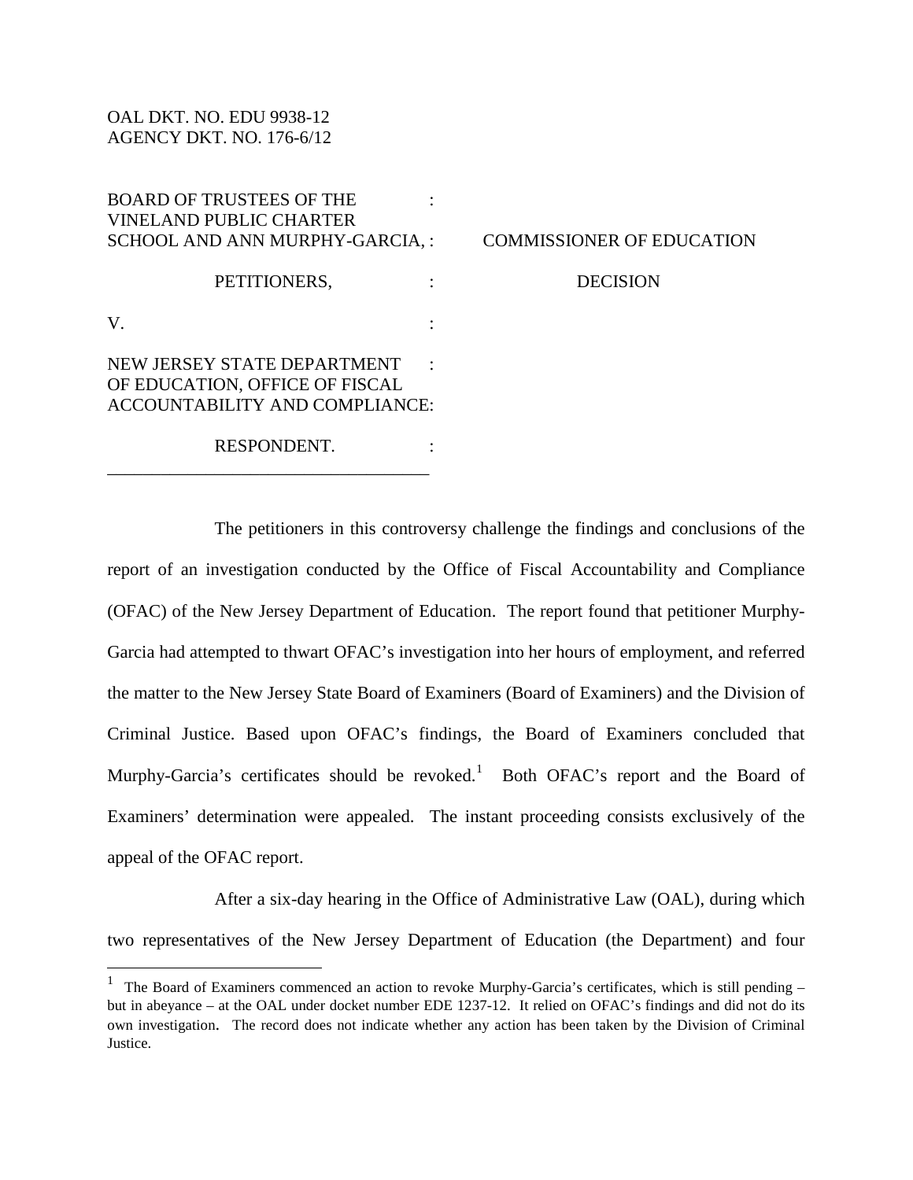OAL DKT. NO. EDU 9938-12
AGENCY DKT. NO. 176-6/12

| | | |
|---|---|---|
| BOARD OF TRUSTEES OF THE VINELAND PUBLIC CHARTER SCHOOL AND ANN MURPHY-GARCIA, | : | COMMISSIONER OF EDUCATION |
| PETITIONERS, | : | DECISION |
| V. | : | |
| NEW JERSEY STATE DEPARTMENT OF EDUCATION, OFFICE OF FISCAL ACCOUNTABILITY AND COMPLIANCE: | : | |
| RESPONDENT. | : | |

The petitioners in this controversy challenge the findings and conclusions of the report of an investigation conducted by the Office of Fiscal Accountability and Compliance (OFAC) of the New Jersey Department of Education. The report found that petitioner Murphy-Garcia had attempted to thwart OFAC's investigation into her hours of employment, and referred the matter to the New Jersey State Board of Examiners (Board of Examiners) and the Division of Criminal Justice. Based upon OFAC's findings, the Board of Examiners concluded that Murphy-Garcia's certificates should be revoked.[1] Both OFAC's report and the Board of Examiners' determination were appealed. The instant proceeding consists exclusively of the appeal of the OFAC report.

After a six-day hearing in the Office of Administrative Law (OAL), during which two representatives of the New Jersey Department of Education (the Department) and four

[1] The Board of Examiners commenced an action to revoke Murphy-Garcia's certificates, which is still pending – but in abeyance – at the OAL under docket number EDE 1237-12. It relied on OFAC's findings and did not do its own investigation. The record does not indicate whether any action has been taken by the Division of Criminal Justice.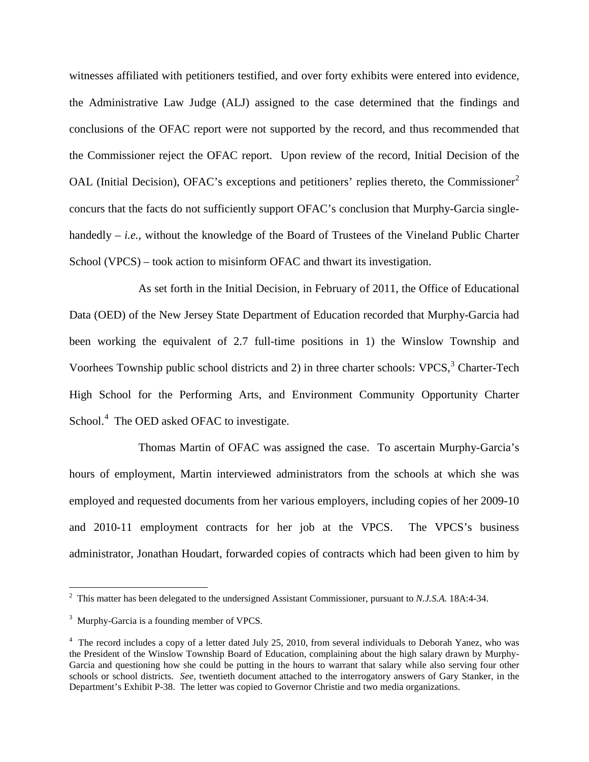witnesses affiliated with petitioners testified, and over forty exhibits were entered into evidence, the Administrative Law Judge (ALJ) assigned to the case determined that the findings and conclusions of the OFAC report were not supported by the record, and thus recommended that the Commissioner reject the OFAC report. Upon review of the record, Initial Decision of the OAL (Initial Decision), OFAC's exceptions and petitioners' replies thereto, the Commissioner[2] concurs that the facts do not sufficiently support OFAC's conclusion that Murphy-Garcia single-handedly – *i.e.*, without the knowledge of the Board of Trustees of the Vineland Public Charter School (VPCS) – took action to misinform OFAC and thwart its investigation.

As set forth in the Initial Decision, in February of 2011, the Office of Educational Data (OED) of the New Jersey State Department of Education recorded that Murphy-Garcia had been working the equivalent of 2.7 full-time positions in 1) the Winslow Township and Voorhees Township public school districts and 2) in three charter schools: VPCS,[3] Charter-Tech High School for the Performing Arts, and Environment Community Opportunity Charter School.[4] The OED asked OFAC to investigate.

Thomas Martin of OFAC was assigned the case. To ascertain Murphy-Garcia's hours of employment, Martin interviewed administrators from the schools at which she was employed and requested documents from her various employers, including copies of her 2009-10 and 2010-11 employment contracts for her job at the VPCS. The VPCS's business administrator, Jonathan Houdart, forwarded copies of contracts which had been given to him by

---

[2] This matter has been delegated to the undersigned Assistant Commissioner, pursuant to *N.J.S.A.* 18A:4-34.

[3] Murphy-Garcia is a founding member of VPCS.

[4] The record includes a copy of a letter dated July 25, 2010, from several individuals to Deborah Yanez, who was the President of the Winslow Township Board of Education, complaining about the high salary drawn by Murphy-Garcia and questioning how she could be putting in the hours to warrant that salary while also serving four other schools or school districts. *See,* twentieth document attached to the interrogatory answers of Gary Stanker, in the Department's Exhibit P-38. The letter was copied to Governor Christie and two media organizations.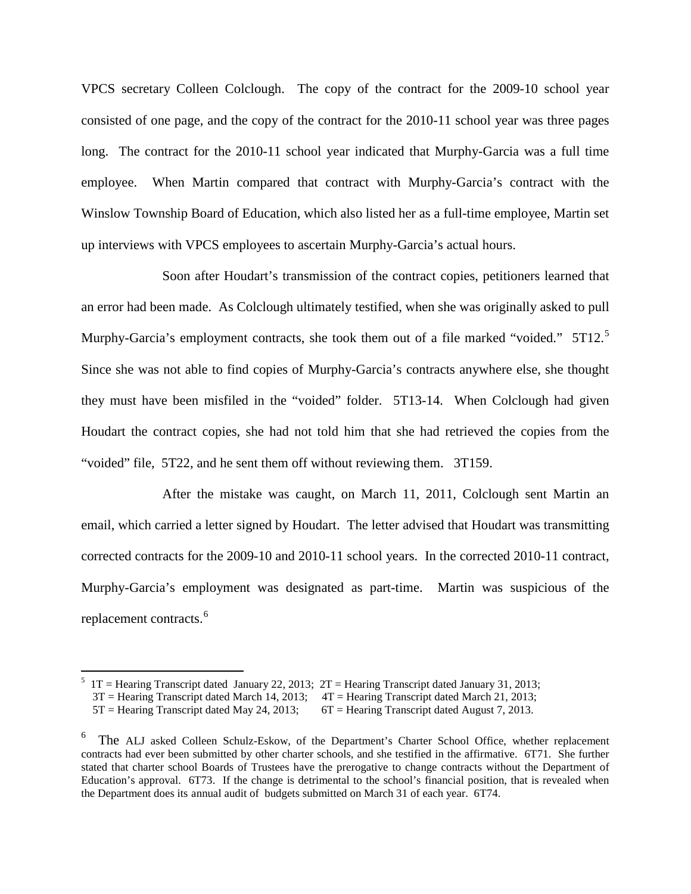VPCS secretary Colleen Colclough. The copy of the contract for the 2009-10 school year consisted of one page, and the copy of the contract for the 2010-11 school year was three pages long. The contract for the 2010-11 school year indicated that Murphy-Garcia was a full time employee. When Martin compared that contract with Murphy-Garcia's contract with the Winslow Township Board of Education, which also listed her as a full-time employee, Martin set up interviews with VPCS employees to ascertain Murphy-Garcia's actual hours.

Soon after Houdart's transmission of the contract copies, petitioners learned that an error had been made. As Colclough ultimately testified, when she was originally asked to pull Murphy-Garcia's employment contracts, she took them out of a file marked "voided." 5T12.[5] Since she was not able to find copies of Murphy-Garcia's contracts anywhere else, she thought they must have been misfiled in the "voided" folder. 5T13-14. When Colclough had given Houdart the contract copies, she had not told him that she had retrieved the copies from the "voided" file, 5T22, and he sent them off without reviewing them. 3T159.

After the mistake was caught, on March 11, 2011, Colclough sent Martin an email, which carried a letter signed by Houdart. The letter advised that Houdart was transmitting corrected contracts for the 2009-10 and 2010-11 school years. In the corrected 2010-11 contract, Murphy-Garcia's employment was designated as part-time. Martin was suspicious of the replacement contracts.[6]

---

[5] 1T = Hearing Transcript dated January 22, 2013; 2T = Hearing Transcript dated January 31, 2013;
3T = Hearing Transcript dated March 14, 2013; 4T = Hearing Transcript dated March 21, 2013;
5T = Hearing Transcript dated May 24, 2013; 6T = Hearing Transcript dated August 7, 2013.

[6] The ALJ asked Colleen Schulz-Eskow, of the Department's Charter School Office, whether replacement contracts had ever been submitted by other charter schools, and she testified in the affirmative. 6T71. She further stated that charter school Boards of Trustees have the prerogative to change contracts without the Department of Education's approval. 6T73. If the change is detrimental to the school's financial position, that is revealed when the Department does its annual audit of budgets submitted on March 31 of each year. 6T74.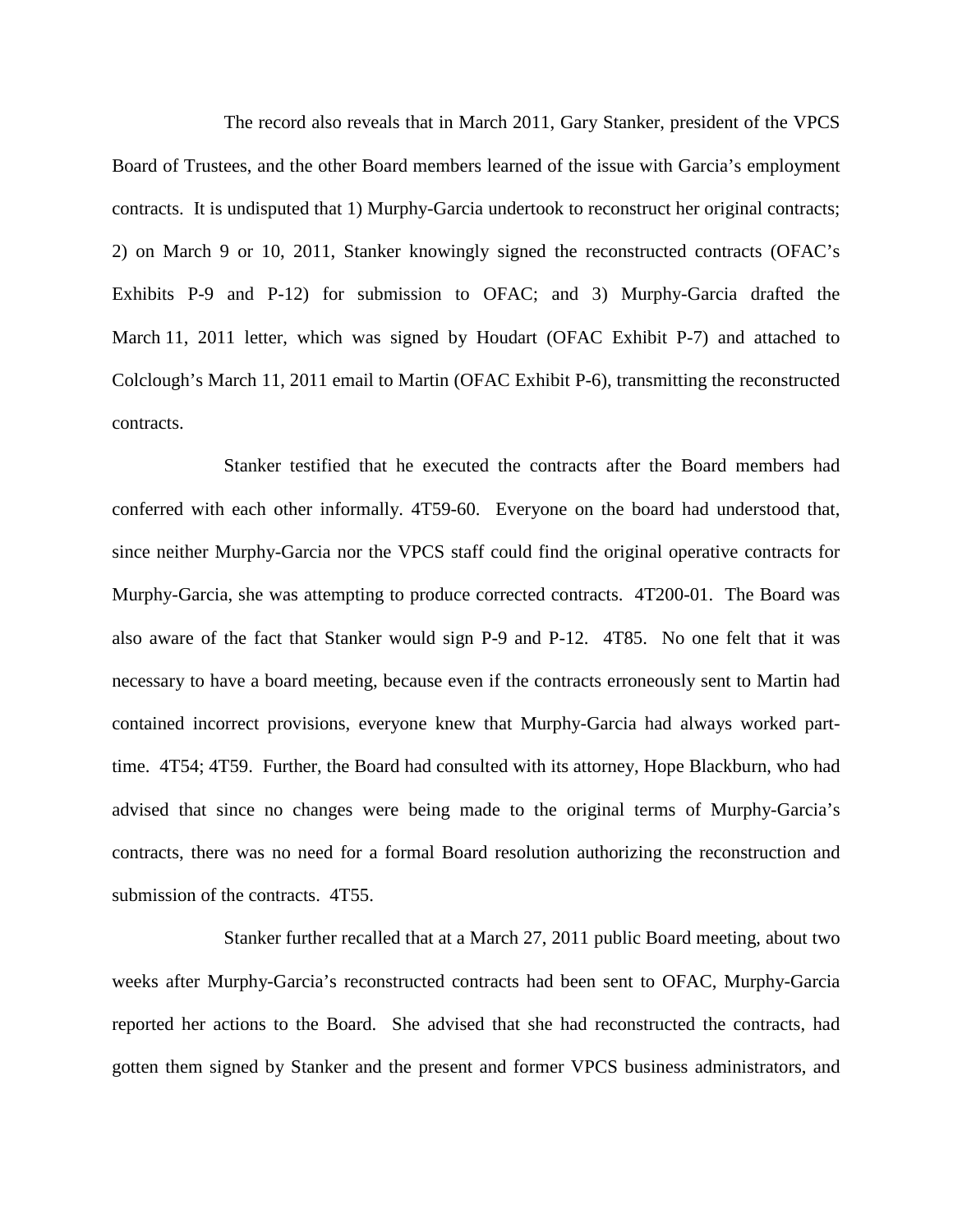The record also reveals that in March 2011, Gary Stanker, president of the VPCS Board of Trustees, and the other Board members learned of the issue with Garcia's employment contracts. It is undisputed that 1) Murphy-Garcia undertook to reconstruct her original contracts; 2) on March 9 or 10, 2011, Stanker knowingly signed the reconstructed contracts (OFAC's Exhibits P-9 and P-12) for submission to OFAC; and 3) Murphy-Garcia drafted the March 11, 2011 letter, which was signed by Houdart (OFAC Exhibit P-7) and attached to Colclough's March 11, 2011 email to Martin (OFAC Exhibit P-6), transmitting the reconstructed contracts.

Stanker testified that he executed the contracts after the Board members had conferred with each other informally. 4T59-60. Everyone on the board had understood that, since neither Murphy-Garcia nor the VPCS staff could find the original operative contracts for Murphy-Garcia, she was attempting to produce corrected contracts. 4T200-01. The Board was also aware of the fact that Stanker would sign P-9 and P-12. 4T85. No one felt that it was necessary to have a board meeting, because even if the contracts erroneously sent to Martin had contained incorrect provisions, everyone knew that Murphy-Garcia had always worked part-time. 4T54; 4T59. Further, the Board had consulted with its attorney, Hope Blackburn, who had advised that since no changes were being made to the original terms of Murphy-Garcia's contracts, there was no need for a formal Board resolution authorizing the reconstruction and submission of the contracts. 4T55.

Stanker further recalled that at a March 27, 2011 public Board meeting, about two weeks after Murphy-Garcia's reconstructed contracts had been sent to OFAC, Murphy-Garcia reported her actions to the Board. She advised that she had reconstructed the contracts, had gotten them signed by Stanker and the present and former VPCS business administrators, and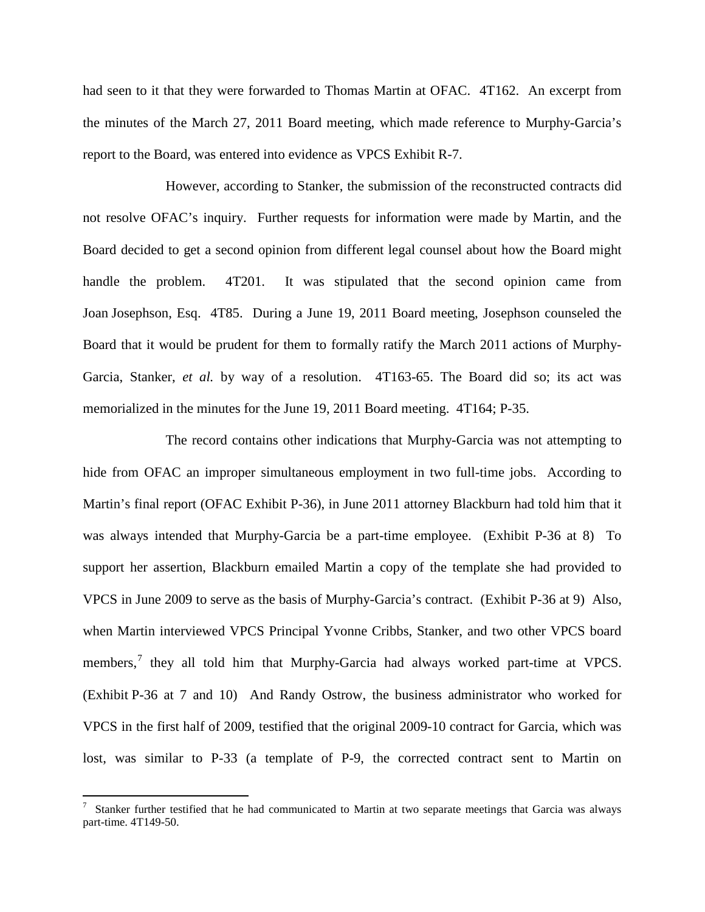had seen to it that they were forwarded to Thomas Martin at OFAC. 4T162. An excerpt from the minutes of the March 27, 2011 Board meeting, which made reference to Murphy-Garcia's report to the Board, was entered into evidence as VPCS Exhibit R-7.

However, according to Stanker, the submission of the reconstructed contracts did not resolve OFAC's inquiry. Further requests for information were made by Martin, and the Board decided to get a second opinion from different legal counsel about how the Board might handle the problem. 4T201. It was stipulated that the second opinion came from Joan Josephson, Esq. 4T85. During a June 19, 2011 Board meeting, Josephson counseled the Board that it would be prudent for them to formally ratify the March 2011 actions of Murphy-Garcia, Stanker, *et al.* by way of a resolution. 4T163-65. The Board did so; its act was memorialized in the minutes for the June 19, 2011 Board meeting. 4T164; P-35.

The record contains other indications that Murphy-Garcia was not attempting to hide from OFAC an improper simultaneous employment in two full-time jobs. According to Martin's final report (OFAC Exhibit P-36), in June 2011 attorney Blackburn had told him that it was always intended that Murphy-Garcia be a part-time employee. (Exhibit P-36 at 8) To support her assertion, Blackburn emailed Martin a copy of the template she had provided to VPCS in June 2009 to serve as the basis of Murphy-Garcia's contract. (Exhibit P-36 at 9) Also, when Martin interviewed VPCS Principal Yvonne Cribbs, Stanker, and two other VPCS board members,[7] they all told him that Murphy-Garcia had always worked part-time at VPCS. (Exhibit P-36 at 7 and 10) And Randy Ostrow, the business administrator who worked for VPCS in the first half of 2009, testified that the original 2009-10 contract for Garcia, which was lost, was similar to P-33 (a template of P-9, the corrected contract sent to Martin on

[7] Stanker further testified that he had communicated to Martin at two separate meetings that Garcia was always part-time. 4T149-50.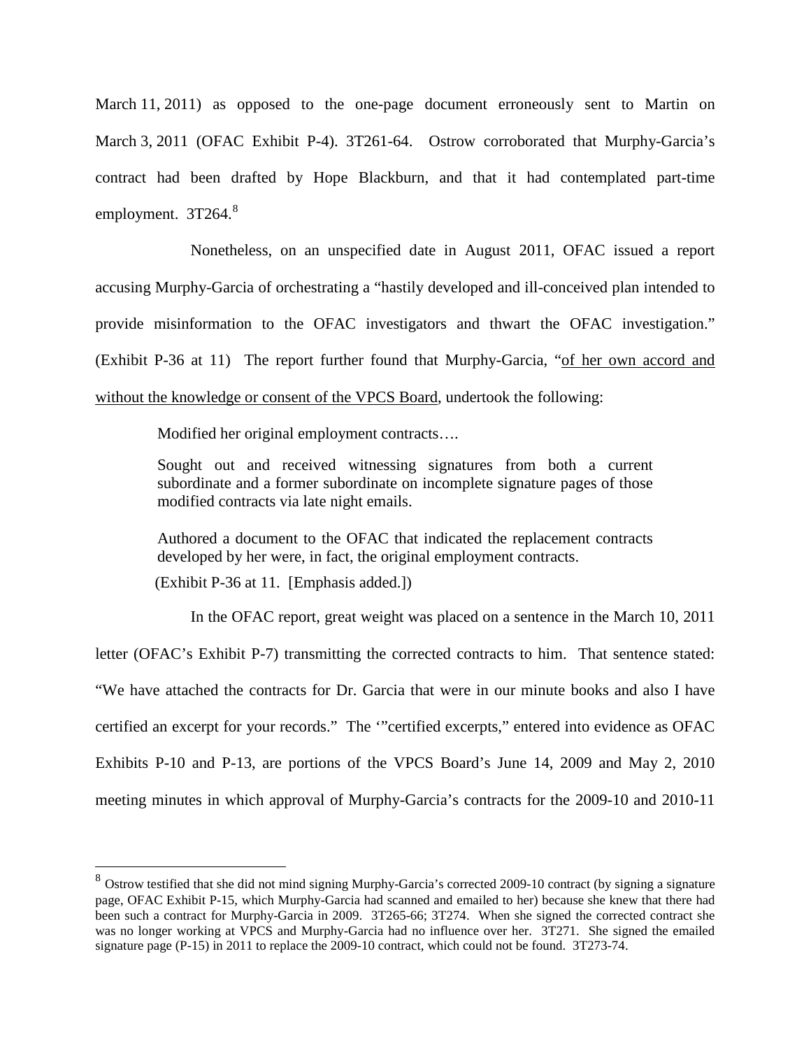March 11, 2011) as opposed to the one-page document erroneously sent to Martin on March 3, 2011 (OFAC Exhibit P-4). 3T261-64. Ostrow corroborated that Murphy-Garcia's contract had been drafted by Hope Blackburn, and that it had contemplated part-time employment. 3T264.[8]

Nonetheless, on an unspecified date in August 2011, OFAC issued a report accusing Murphy-Garcia of orchestrating a "hastily developed and ill-conceived plan intended to provide misinformation to the OFAC investigators and thwart the OFAC investigation." (Exhibit P-36 at 11) The report further found that Murphy-Garcia, "<u>of her own accord and without the knowledge or consent of the VPCS Board</u>, undertook the following:

> Modified her original employment contracts….
>
> Sought out and received witnessing signatures from both a current subordinate and a former subordinate on incomplete signature pages of those modified contracts via late night emails.
>
> Authored a document to the OFAC that indicated the replacement contracts developed by her were, in fact, the original employment contracts.
>
> (Exhibit P-36 at 11. [Emphasis added.])

In the OFAC report, great weight was placed on a sentence in the March 10, 2011 letter (OFAC's Exhibit P-7) transmitting the corrected contracts to him. That sentence stated: "We have attached the contracts for Dr. Garcia that were in our minute books and also I have certified an excerpt for your records." The '"certified excerpts," entered into evidence as OFAC Exhibits P-10 and P-13, are portions of the VPCS Board's June 14, 2009 and May 2, 2010 meeting minutes in which approval of Murphy-Garcia's contracts for the 2009-10 and 2010-11

---

[8] Ostrow testified that she did not mind signing Murphy-Garcia's corrected 2009-10 contract (by signing a signature page, OFAC Exhibit P-15, which Murphy-Garcia had scanned and emailed to her) because she knew that there had been such a contract for Murphy-Garcia in 2009. 3T265-66; 3T274. When she signed the corrected contract she was no longer working at VPCS and Murphy-Garcia had no influence over her. 3T271. She signed the emailed signature page (P-15) in 2011 to replace the 2009-10 contract, which could not be found. 3T273-74.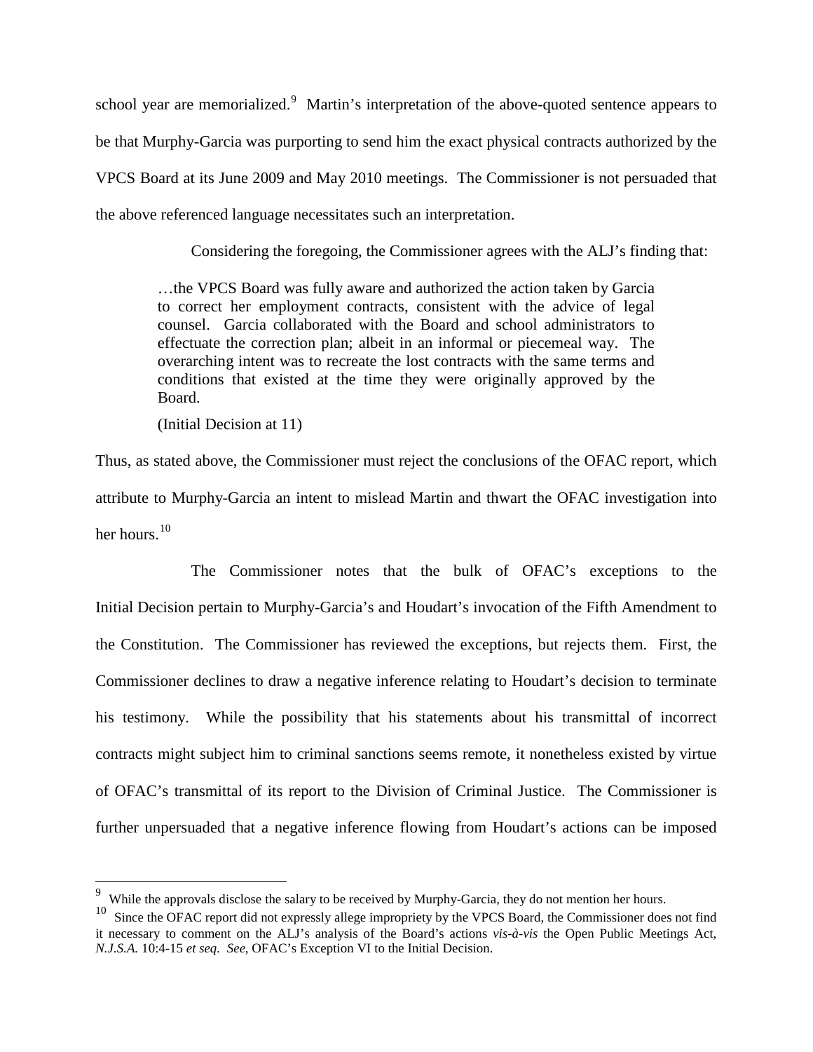school year are memorialized.[9] Martin's interpretation of the above-quoted sentence appears to be that Murphy-Garcia was purporting to send him the exact physical contracts authorized by the VPCS Board at its June 2009 and May 2010 meetings. The Commissioner is not persuaded that the above referenced language necessitates such an interpretation.

Considering the foregoing, the Commissioner agrees with the ALJ's finding that:

> …the VPCS Board was fully aware and authorized the action taken by Garcia to correct her employment contracts, consistent with the advice of legal counsel. Garcia collaborated with the Board and school administrators to effectuate the correction plan; albeit in an informal or piecemeal way. The overarching intent was to recreate the lost contracts with the same terms and conditions that existed at the time they were originally approved by the Board.
>
> (Initial Decision at 11)

Thus, as stated above, the Commissioner must reject the conclusions of the OFAC report, which attribute to Murphy-Garcia an intent to mislead Martin and thwart the OFAC investigation into her hours.[10]

The Commissioner notes that the bulk of OFAC's exceptions to the Initial Decision pertain to Murphy-Garcia's and Houdart's invocation of the Fifth Amendment to the Constitution. The Commissioner has reviewed the exceptions, but rejects them. First, the Commissioner declines to draw a negative inference relating to Houdart's decision to terminate his testimony. While the possibility that his statements about his transmittal of incorrect contracts might subject him to criminal sanctions seems remote, it nonetheless existed by virtue of OFAC's transmittal of its report to the Division of Criminal Justice. The Commissioner is further unpersuaded that a negative inference flowing from Houdart's actions can be imposed

---

[9] While the approvals disclose the salary to be received by Murphy-Garcia, they do not mention her hours.

[10] Since the OFAC report did not expressly allege impropriety by the VPCS Board, the Commissioner does not find it necessary to comment on the ALJ's analysis of the Board's actions *vis-à-vis* the Open Public Meetings Act, *N.J.S.A.* 10:4-15 *et seq*. *See,* OFAC's Exception VI to the Initial Decision.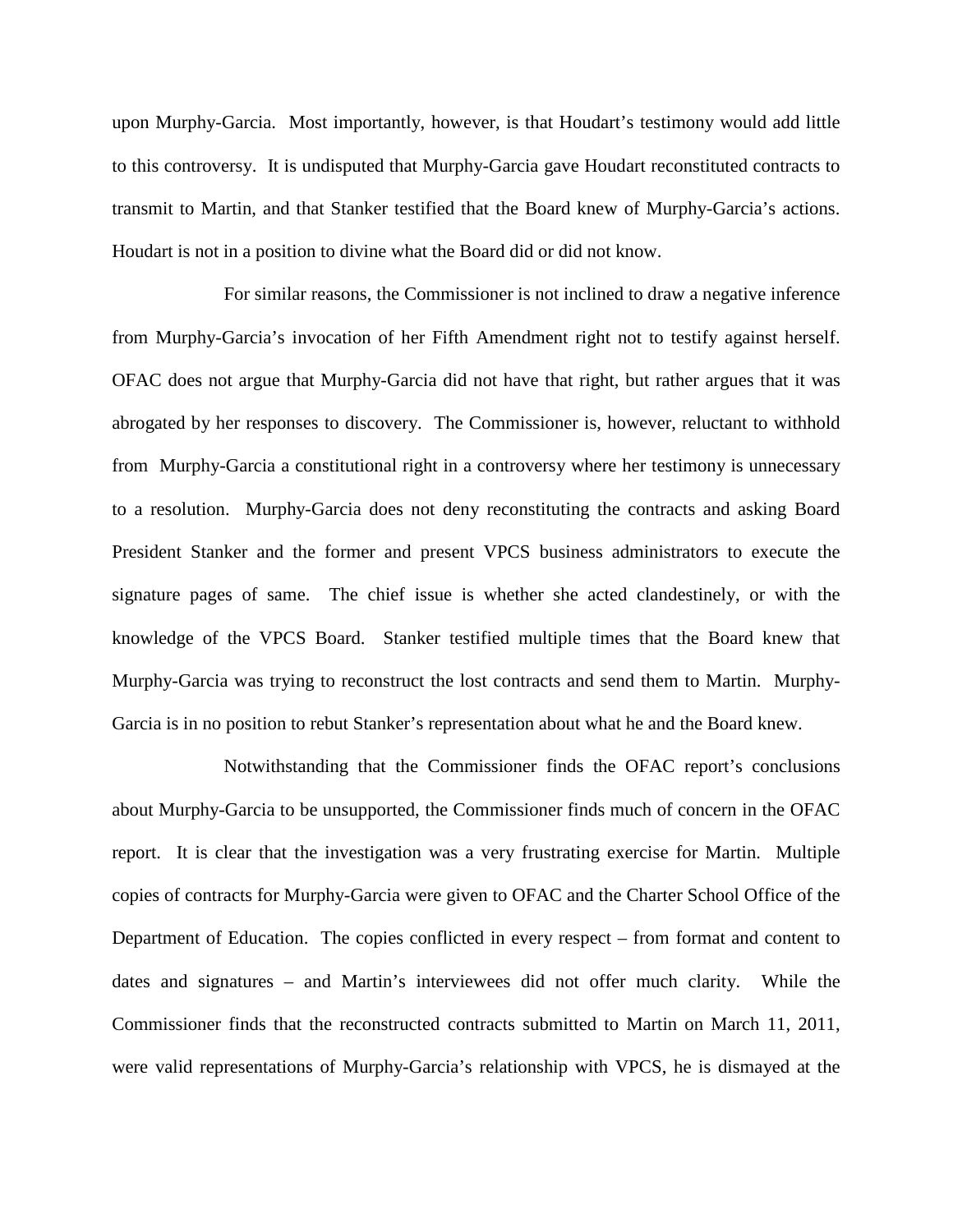upon Murphy-Garcia. Most importantly, however, is that Houdart's testimony would add little to this controversy. It is undisputed that Murphy-Garcia gave Houdart reconstituted contracts to transmit to Martin, and that Stanker testified that the Board knew of Murphy-Garcia's actions. Houdart is not in a position to divine what the Board did or did not know.

For similar reasons, the Commissioner is not inclined to draw a negative inference from Murphy-Garcia's invocation of her Fifth Amendment right not to testify against herself. OFAC does not argue that Murphy-Garcia did not have that right, but rather argues that it was abrogated by her responses to discovery. The Commissioner is, however, reluctant to withhold from Murphy-Garcia a constitutional right in a controversy where her testimony is unnecessary to a resolution. Murphy-Garcia does not deny reconstituting the contracts and asking Board President Stanker and the former and present VPCS business administrators to execute the signature pages of same. The chief issue is whether she acted clandestinely, or with the knowledge of the VPCS Board. Stanker testified multiple times that the Board knew that Murphy-Garcia was trying to reconstruct the lost contracts and send them to Martin. Murphy-Garcia is in no position to rebut Stanker's representation about what he and the Board knew.

Notwithstanding that the Commissioner finds the OFAC report's conclusions about Murphy-Garcia to be unsupported, the Commissioner finds much of concern in the OFAC report. It is clear that the investigation was a very frustrating exercise for Martin. Multiple copies of contracts for Murphy-Garcia were given to OFAC and the Charter School Office of the Department of Education. The copies conflicted in every respect – from format and content to dates and signatures – and Martin's interviewees did not offer much clarity. While the Commissioner finds that the reconstructed contracts submitted to Martin on March 11, 2011, were valid representations of Murphy-Garcia's relationship with VPCS, he is dismayed at the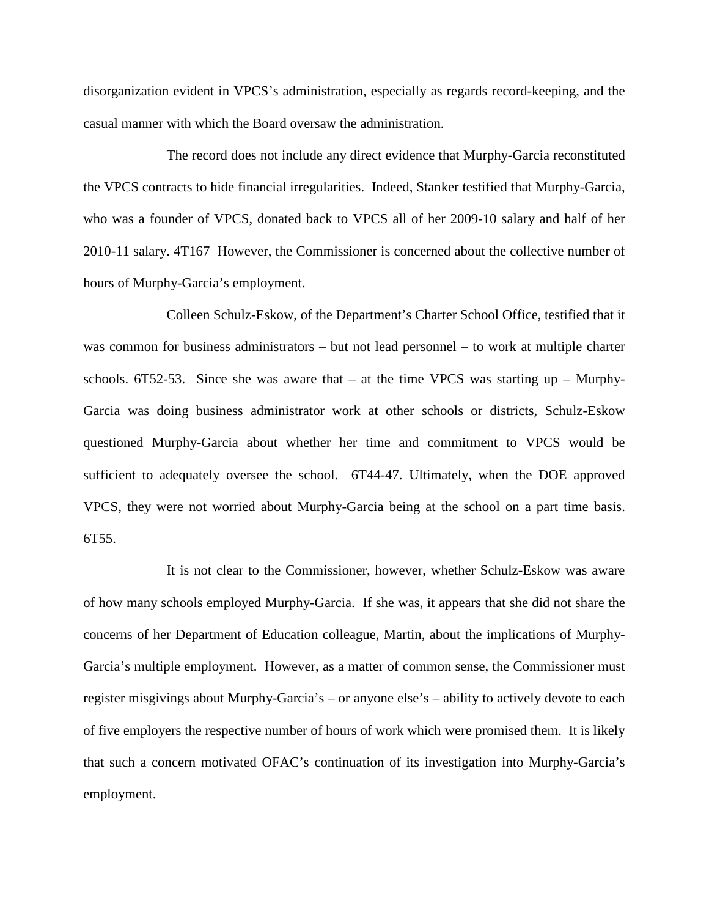disorganization evident in VPCS's administration, especially as regards record-keeping, and the casual manner with which the Board oversaw the administration.

The record does not include any direct evidence that Murphy-Garcia reconstituted the VPCS contracts to hide financial irregularities. Indeed, Stanker testified that Murphy-Garcia, who was a founder of VPCS, donated back to VPCS all of her 2009-10 salary and half of her 2010-11 salary. 4T167 However, the Commissioner is concerned about the collective number of hours of Murphy-Garcia's employment.

Colleen Schulz-Eskow, of the Department's Charter School Office, testified that it was common for business administrators – but not lead personnel – to work at multiple charter schools. 6T52-53. Since she was aware that – at the time VPCS was starting up – Murphy-Garcia was doing business administrator work at other schools or districts, Schulz-Eskow questioned Murphy-Garcia about whether her time and commitment to VPCS would be sufficient to adequately oversee the school. 6T44-47. Ultimately, when the DOE approved VPCS, they were not worried about Murphy-Garcia being at the school on a part time basis. 6T55.

It is not clear to the Commissioner, however, whether Schulz-Eskow was aware of how many schools employed Murphy-Garcia. If she was, it appears that she did not share the concerns of her Department of Education colleague, Martin, about the implications of Murphy-Garcia's multiple employment. However, as a matter of common sense, the Commissioner must register misgivings about Murphy-Garcia's – or anyone else's – ability to actively devote to each of five employers the respective number of hours of work which were promised them. It is likely that such a concern motivated OFAC's continuation of its investigation into Murphy-Garcia's employment.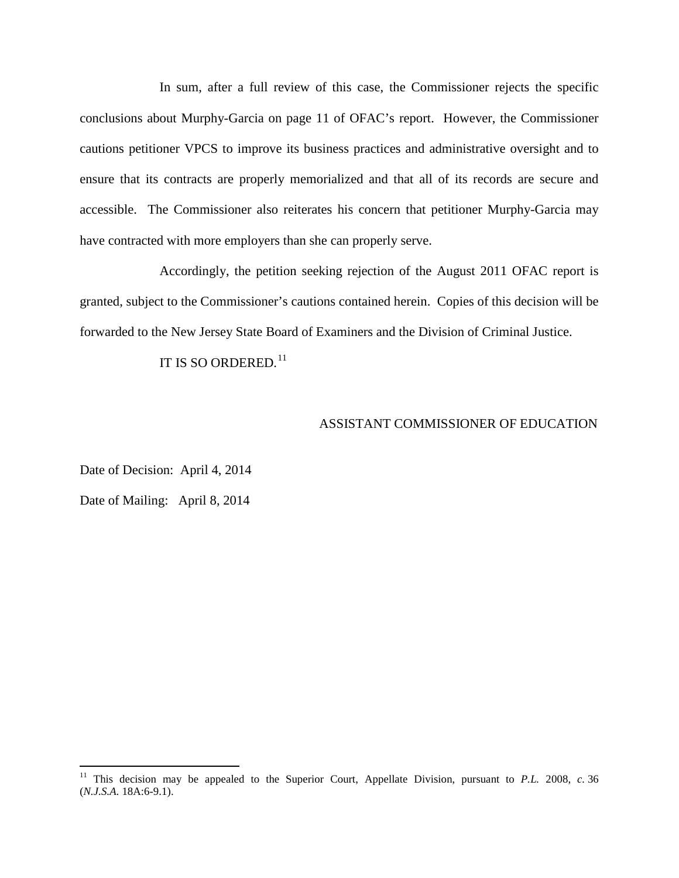In sum, after a full review of this case, the Commissioner rejects the specific conclusions about Murphy-Garcia on page 11 of OFAC's report. However, the Commissioner cautions petitioner VPCS to improve its business practices and administrative oversight and to ensure that its contracts are properly memorialized and that all of its records are secure and accessible. The Commissioner also reiterates his concern that petitioner Murphy-Garcia may have contracted with more employers than she can properly serve.

Accordingly, the petition seeking rejection of the August 2011 OFAC report is granted, subject to the Commissioner's cautions contained herein. Copies of this decision will be forwarded to the New Jersey State Board of Examiners and the Division of Criminal Justice.

IT IS SO ORDERED.[11]

ASSISTANT COMMISSIONER OF EDUCATION

Date of Decision: April 4, 2014

Date of Mailing: April 8, 2014

[11] This decision may be appealed to the Superior Court, Appellate Division, pursuant to *P.L.* 2008, *c.* 36 (*N.J.S.A.* 18A:6-9.1).